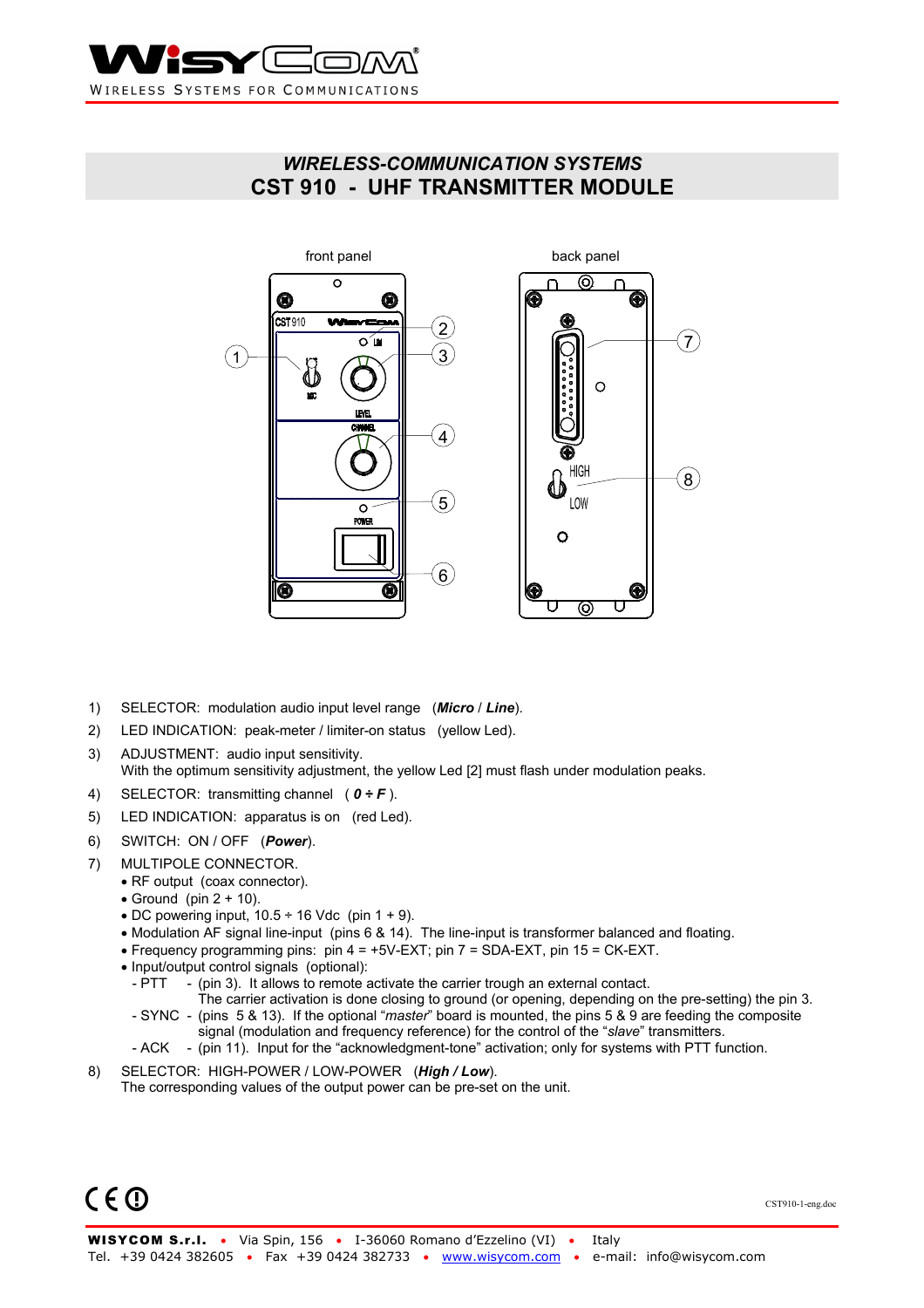WIRELESS SYSTEMS FOR COMMUNICATIONS

## *WIRELESS-COMMUNICATION SYSTEMS*
## CST 910 - UHF TRANSMITTER MODULE

front panel

back panel

1) SELECTOR: modulation audio input level range (***Micro*** / ***Line***).
2) LED INDICATION: peak-meter / limiter-on status (yellow Led).
3) ADJUSTMENT: audio input sensitivity.
   With the optimum sensitivity adjustment, the yellow Led [2] must flash under modulation peaks.
4) SELECTOR: transmitting channel ( ***0 ÷ F*** ).
5) LED INDICATION: apparatus is on (red Led).
6) SWITCH: ON / OFF (***Power***).
7) MULTIPOLE CONNECTOR.
   - RF output (coax connector).
   - Ground (pin 2 + 10).
   - DC powering input, 10.5 ÷ 16 Vdc (pin 1 + 9).
   - Modulation AF signal line-input (pins 6 & 14). The line-input is transformer balanced and floating.
   - Frequency programming pins: pin 4 = +5V-EXT; pin 7 = SDA-EXT, pin 15 = CK-EXT.
   - Input/output control signals (optional):
     - PTT - (pin 3). It allows to remote activate the carrier trough an external contact. The carrier activation is done closing to ground (or opening, depending on the pre-setting) the pin 3.
     - SYNC - (pins 5 & 13). If the optional "*master*" board is mounted, the pins 5 & 9 are feeding the composite signal (modulation and frequency reference) for the control of the "*slave*" transmitters.
     - ACK - (pin 11). Input for the "acknowledgment-tone" activation; only for systems with PTT function.
8) SELECTOR: HIGH-POWER / LOW-POWER (***High / Low***).
   The corresponding values of the output power can be pre-set on the unit.

CE ⓘ

CST910-1-eng.doc

**WISYCOM S.r.l.** • Via Spin, 156 • I-36060 Romano d'Ezzelino (VI) • Italy
Tel. +39 0424 382605 • Fax +39 0424 382733 • www.wisycom.com • e-mail: info@wisycom.com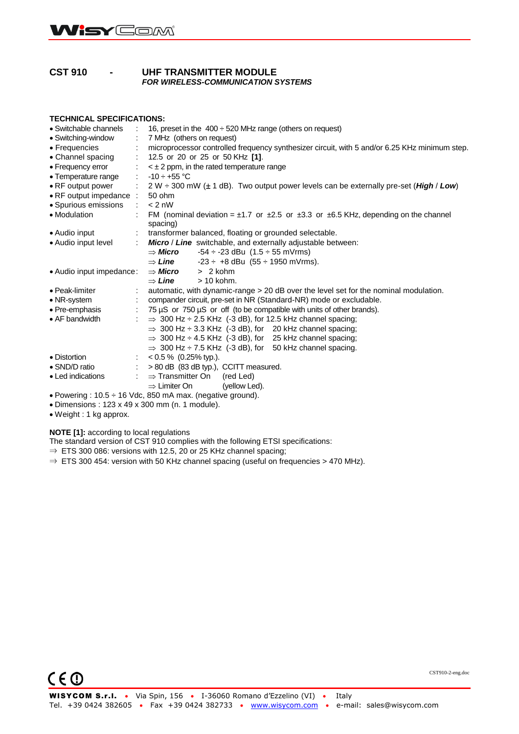## CST 910 - UHF TRANSMITTER MODULE

***FOR WIRELESS-COMMUNICATION SYSTEMS***

**TECHNICAL SPECIFICATIONS:**

| | | |
|---|---|---|
| • Switchable channels | : | 16, preset in the 400 ÷ 520 MHz range (others on request) |
| • Switching-window | : | 7 MHz (others on request) |
| • Frequencies | : | microprocessor controlled frequency synthesizer circuit, with 5 and/or 6.25 KHz minimum step. |
| • Channel spacing | : | 12.5 or 20 or 25 or 50 KHz **[1]**. |
| • Frequency error | : | < ± 2 ppm, in the rated temperature range |
| • Temperature range | : | -10 ÷ +55 °C |
| • RF output power | : | 2 W ÷ 300 mW (± 1 dB). Two output power levels can be externally pre-set (***High*** / ***Low***) |
| • RF output impedance | : | 50 ohm |
| • Spurious emissions | : | < 2 nW |
| • Modulation | : | FM (nominal deviation = ±1.7 or ±2.5 or ±3.3 or ±6.5 KHz, depending on the channel spacing) |
| • Audio input | : | transformer balanced, floating or grounded selectable. |
| • Audio input level | : | ***Micro*** / ***Line*** switchable, and externally adjustable between: |
| | | ⇒ ***Micro*** -54 ÷ -23 dBu (1.5 ÷ 55 mVrms) |
| | | ⇒ ***Line*** -23 ÷ +8 dBu (55 ÷ 1950 mVrms). |
| • Audio input impedance | : | ⇒ ***Micro*** > 2 kohm |
| | | ⇒ ***Line*** > 10 kohm. |
| • Peak-limiter | : | automatic, with dynamic-range > 20 dB over the level set for the nominal modulation. |
| • NR-system | : | compander circuit, pre-set in NR (Standard-NR) mode or excludable. |
| • Pre-emphasis | : | 75 µS or 750 µS or off (to be compatible with units of other brands). |
| • AF bandwidth | : | ⇒ 300 Hz ÷ 2.5 KHz (-3 dB), for 12.5 kHz channel spacing; |
| | | ⇒ 300 Hz ÷ 3.3 KHz (-3 dB), for 20 kHz channel spacing; |
| | | ⇒ 300 Hz ÷ 4.5 KHz (-3 dB), for 25 kHz channel spacing; |
| | | ⇒ 300 Hz ÷ 7.5 KHz (-3 dB), for 50 kHz channel spacing. |
| • Distortion | : | < 0.5 % (0.25% typ.). |
| • SND/D ratio | : | > 80 dB (83 dB typ.), CCITT measured. |
| • Led indications | : | ⇒ Transmitter On (red Led) |
| | | ⇒ Limiter On (yellow Led). |

- Powering : 10.5 ÷ 16 Vdc, 850 mA max. (negative ground).
- Dimensions : 123 x 49 x 300 mm (n. 1 module).
- Weight : 1 kg approx.

**NOTE [1]:** according to local regulations

The standard version of CST 910 complies with the following ETSI specifications:

⇒ ETS 300 086: versions with 12.5, 20 or 25 KHz channel spacing;

⇒ ETS 300 454: version with 50 KHz channel spacing (useful on frequencies > 470 MHz).

**WISYCOM S.r.l.** • Via Spin, 156 • I-36060 Romano d'Ezzelino (VI) • Italy
Tel. +39 0424 382605 • Fax +39 0424 382733 • www.wisycom.com • e-mail: sales@wisycom.com